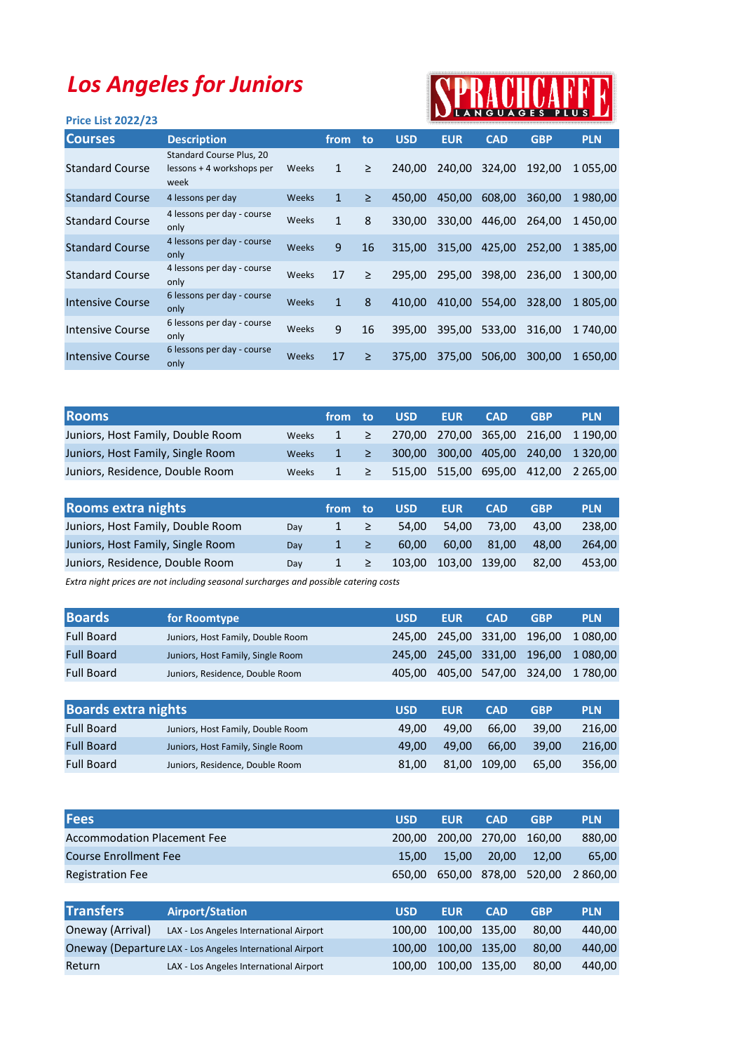# Los Angeles for Juniors

SPRACHCAFFE LANGUAGES PLUS

**Price List 2022/23**

| Courses | Description | | from | to | USD | EUR | CAD | GBP | PLN |
|---|---|---|---|---|---|---|---|---|---|
| Standard Course | Standard Course Plus, 20 lessons + 4 workshops per week | Weeks | 1 | ≥ | 240,00 | 240,00 | 324,00 | 192,00 | 1 055,00 |
| Standard Course | 4 lessons per day | Weeks | 1 | ≥ | 450,00 | 450,00 | 608,00 | 360,00 | 1 980,00 |
| Standard Course | 4 lessons per day - course only | Weeks | 1 | 8 | 330,00 | 330,00 | 446,00 | 264,00 | 1 450,00 |
| Standard Course | 4 lessons per day - course only | Weeks | 9 | 16 | 315,00 | 315,00 | 425,00 | 252,00 | 1 385,00 |
| Standard Course | 4 lessons per day - course only | Weeks | 17 | ≥ | 295,00 | 295,00 | 398,00 | 236,00 | 1 300,00 |
| Intensive Course | 6 lessons per day - course only | Weeks | 1 | 8 | 410,00 | 410,00 | 554,00 | 328,00 | 1 805,00 |
| Intensive Course | 6 lessons per day - course only | Weeks | 9 | 16 | 395,00 | 395,00 | 533,00 | 316,00 | 1 740,00 |
| Intensive Course | 6 lessons per day - course only | Weeks | 17 | ≥ | 375,00 | 375,00 | 506,00 | 300,00 | 1 650,00 |

| Rooms | | from | to | USD | EUR | CAD | GBP | PLN |
|---|---|---|---|---|---|---|---|---|
| Juniors, Host Family, Double Room | Weeks | 1 | ≥ | 270,00 | 270,00 | 365,00 | 216,00 | 1 190,00 |
| Juniors, Host Family, Single Room | Weeks | 1 | ≥ | 300,00 | 300,00 | 405,00 | 240,00 | 1 320,00 |
| Juniors, Residence, Double Room | Weeks | 1 | ≥ | 515,00 | 515,00 | 695,00 | 412,00 | 2 265,00 |

| Rooms extra nights | | from | to | USD | EUR | CAD | GBP | PLN |
|---|---|---|---|---|---|---|---|---|
| Juniors, Host Family, Double Room | Day | 1 | ≥ | 54,00 | 54,00 | 73,00 | 43,00 | 238,00 |
| Juniors, Host Family, Single Room | Day | 1 | ≥ | 60,00 | 60,00 | 81,00 | 48,00 | 264,00 |
| Juniors, Residence, Double Room | Day | 1 | ≥ | 103,00 | 103,00 | 139,00 | 82,00 | 453,00 |

*Extra night prices are not including seasonal surcharges and possible catering costs*

| Boards | for Roomtype | USD | EUR | CAD | GBP | PLN |
|---|---|---|---|---|---|---|
| Full Board | Juniors, Host Family, Double Room | 245,00 | 245,00 | 331,00 | 196,00 | 1 080,00 |
| Full Board | Juniors, Host Family, Single Room | 245,00 | 245,00 | 331,00 | 196,00 | 1 080,00 |
| Full Board | Juniors, Residence, Double Room | 405,00 | 405,00 | 547,00 | 324,00 | 1 780,00 |

| Boards extra nights | | USD | EUR | CAD | GBP | PLN |
|---|---|---|---|---|---|---|
| Full Board | Juniors, Host Family, Double Room | 49,00 | 49,00 | 66,00 | 39,00 | 216,00 |
| Full Board | Juniors, Host Family, Single Room | 49,00 | 49,00 | 66,00 | 39,00 | 216,00 |
| Full Board | Juniors, Residence, Double Room | 81,00 | 81,00 | 109,00 | 65,00 | 356,00 |

| Fees | USD | EUR | CAD | GBP | PLN |
|---|---|---|---|---|---|
| Accommodation Placement Fee | 200,00 | 200,00 | 270,00 | 160,00 | 880,00 |
| Course Enrollment Fee | 15,00 | 15,00 | 20,00 | 12,00 | 65,00 |
| Registration Fee | 650,00 | 650,00 | 878,00 | 520,00 | 2 860,00 |

| Transfers | Airport/Station | USD | EUR | CAD | GBP | PLN |
|---|---|---|---|---|---|---|
| Oneway (Arrival) | LAX - Los Angeles International Airport | 100,00 | 100,00 | 135,00 | 80,00 | 440,00 |
| Oneway (Departure | LAX - Los Angeles International Airport | 100,00 | 100,00 | 135,00 | 80,00 | 440,00 |
| Return | LAX - Los Angeles International Airport | 100,00 | 100,00 | 135,00 | 80,00 | 440,00 |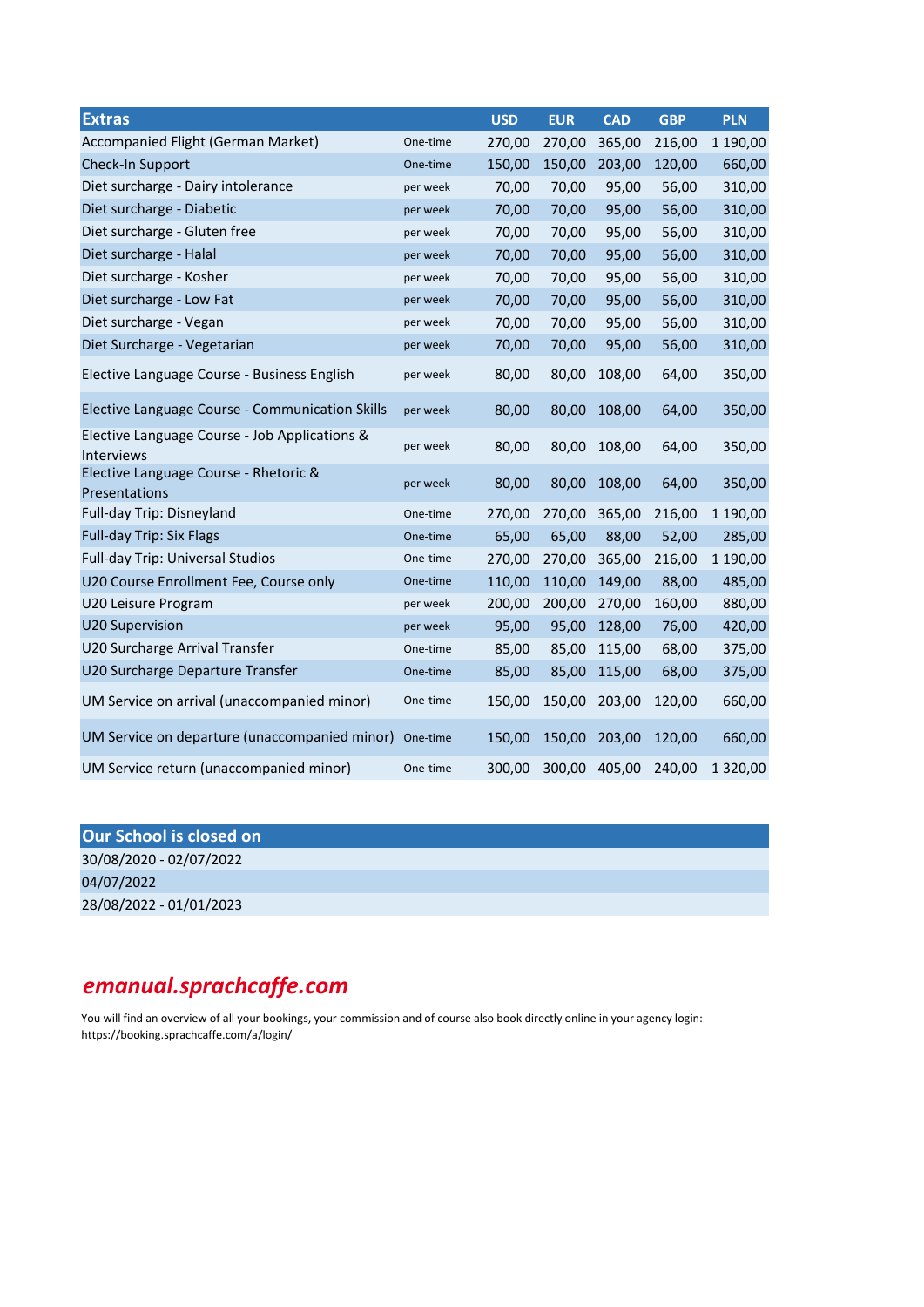| Extras | | USD | EUR | CAD | GBP | PLN |
|---|---|---|---|---|---|---|
| Accompanied Flight (German Market) | One-time | 270,00 | 270,00 | 365,00 | 216,00 | 1 190,00 |
| Check-In Support | One-time | 150,00 | 150,00 | 203,00 | 120,00 | 660,00 |
| Diet surcharge - Dairy intolerance | per week | 70,00 | 70,00 | 95,00 | 56,00 | 310,00 |
| Diet surcharge - Diabetic | per week | 70,00 | 70,00 | 95,00 | 56,00 | 310,00 |
| Diet surcharge - Gluten free | per week | 70,00 | 70,00 | 95,00 | 56,00 | 310,00 |
| Diet surcharge - Halal | per week | 70,00 | 70,00 | 95,00 | 56,00 | 310,00 |
| Diet surcharge - Kosher | per week | 70,00 | 70,00 | 95,00 | 56,00 | 310,00 |
| Diet surcharge - Low Fat | per week | 70,00 | 70,00 | 95,00 | 56,00 | 310,00 |
| Diet surcharge - Vegan | per week | 70,00 | 70,00 | 95,00 | 56,00 | 310,00 |
| Diet Surcharge - Vegetarian | per week | 70,00 | 70,00 | 95,00 | 56,00 | 310,00 |
| Elective Language Course - Business English | per week | 80,00 | 80,00 | 108,00 | 64,00 | 350,00 |
| Elective Language Course - Communication Skills | per week | 80,00 | 80,00 | 108,00 | 64,00 | 350,00 |
| Elective Language Course - Job Applications & Interviews | per week | 80,00 | 80,00 | 108,00 | 64,00 | 350,00 |
| Elective Language Course - Rhetoric & Presentations | per week | 80,00 | 80,00 | 108,00 | 64,00 | 350,00 |
| Full-day Trip: Disneyland | One-time | 270,00 | 270,00 | 365,00 | 216,00 | 1 190,00 |
| Full-day Trip: Six Flags | One-time | 65,00 | 65,00 | 88,00 | 52,00 | 285,00 |
| Full-day Trip: Universal Studios | One-time | 270,00 | 270,00 | 365,00 | 216,00 | 1 190,00 |
| U20 Course Enrollment Fee, Course only | One-time | 110,00 | 110,00 | 149,00 | 88,00 | 485,00 |
| U20 Leisure Program | per week | 200,00 | 200,00 | 270,00 | 160,00 | 880,00 |
| U20 Supervision | per week | 95,00 | 95,00 | 128,00 | 76,00 | 420,00 |
| U20 Surcharge Arrival Transfer | One-time | 85,00 | 85,00 | 115,00 | 68,00 | 375,00 |
| U20 Surcharge Departure Transfer | One-time | 85,00 | 85,00 | 115,00 | 68,00 | 375,00 |
| UM Service on arrival (unaccompanied minor) | One-time | 150,00 | 150,00 | 203,00 | 120,00 | 660,00 |
| UM Service on departure (unaccompanied minor) | One-time | 150,00 | 150,00 | 203,00 | 120,00 | 660,00 |
| UM Service return (unaccompanied minor) | One-time | 300,00 | 300,00 | 405,00 | 240,00 | 1 320,00 |

| Our School is closed on |
|---|
| 30/08/2020 - 02/07/2022 |
| 04/07/2022 |
| 28/08/2022 - 01/01/2023 |

## *emanual.sprachcaffe.com*

You will find an overview of all your bookings, your commission and of course also book directly online in your agency login: https://booking.sprachcaffe.com/a/login/